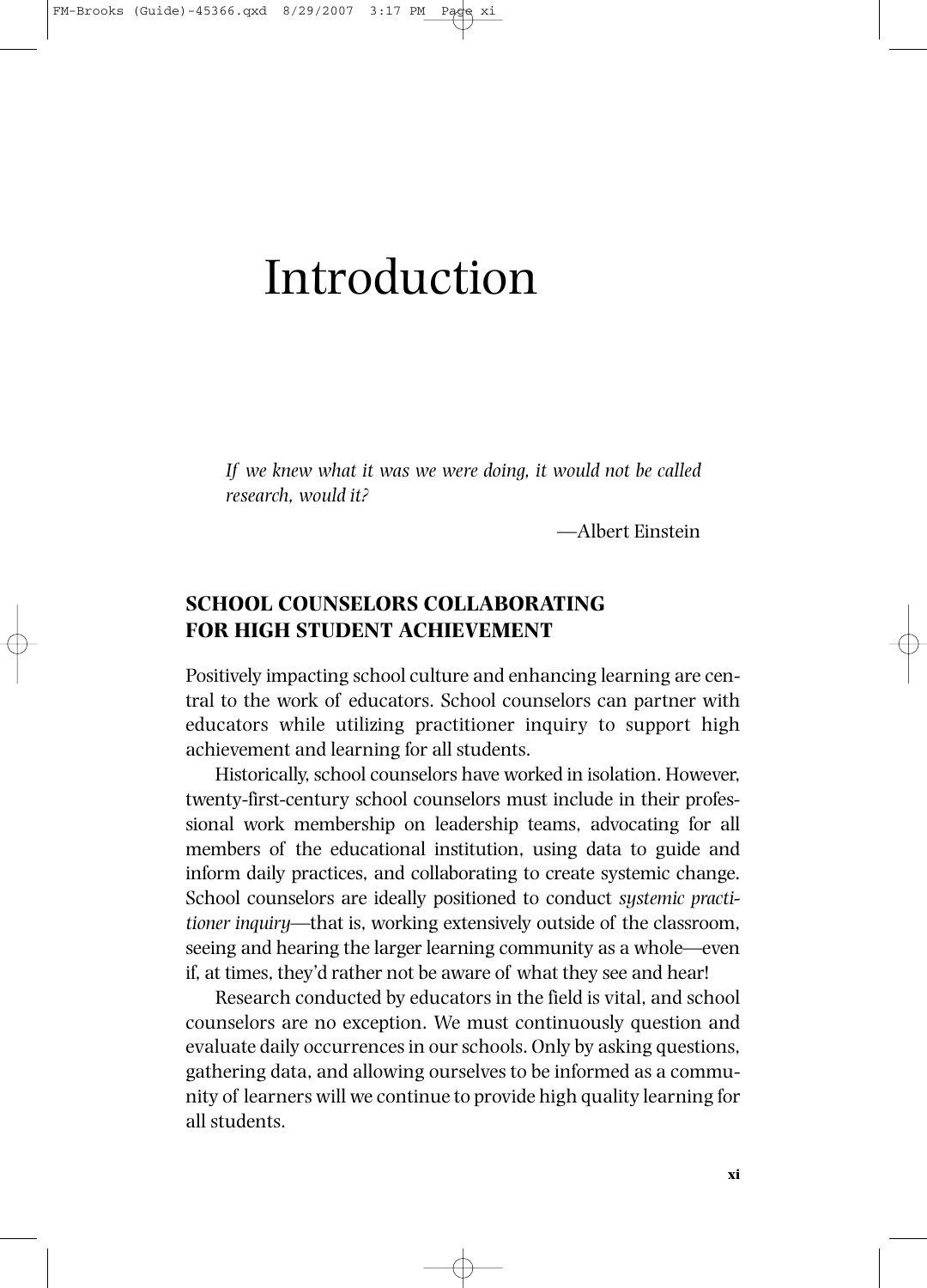# Introduction

*If we knew what it was we were doing, it would not be called research, would it?*

—Albert Einstein

## SCHOOL COUNSELORS COLLABORATING FOR HIGH STUDENT ACHIEVEMENT

Positively impacting school culture and enhancing learning are central to the work of educators. School counselors can partner with educators while utilizing practitioner inquiry to support high achievement and learning for all students.

Historically, school counselors have worked in isolation. However, twenty-first-century school counselors must include in their professional work membership on leadership teams, advocating for all members of the educational institution, using data to guide and inform daily practices, and collaborating to create systemic change. School counselors are ideally positioned to conduct *systemic practitioner inquiry*—that is, working extensively outside of the classroom, seeing and hearing the larger learning community as a whole—even if, at times, they'd rather not be aware of what they see and hear!

Research conducted by educators in the field is vital, and school counselors are no exception. We must continuously question and evaluate daily occurrences in our schools. Only by asking questions, gathering data, and allowing ourselves to be informed as a community of learners will we continue to provide high quality learning for all students.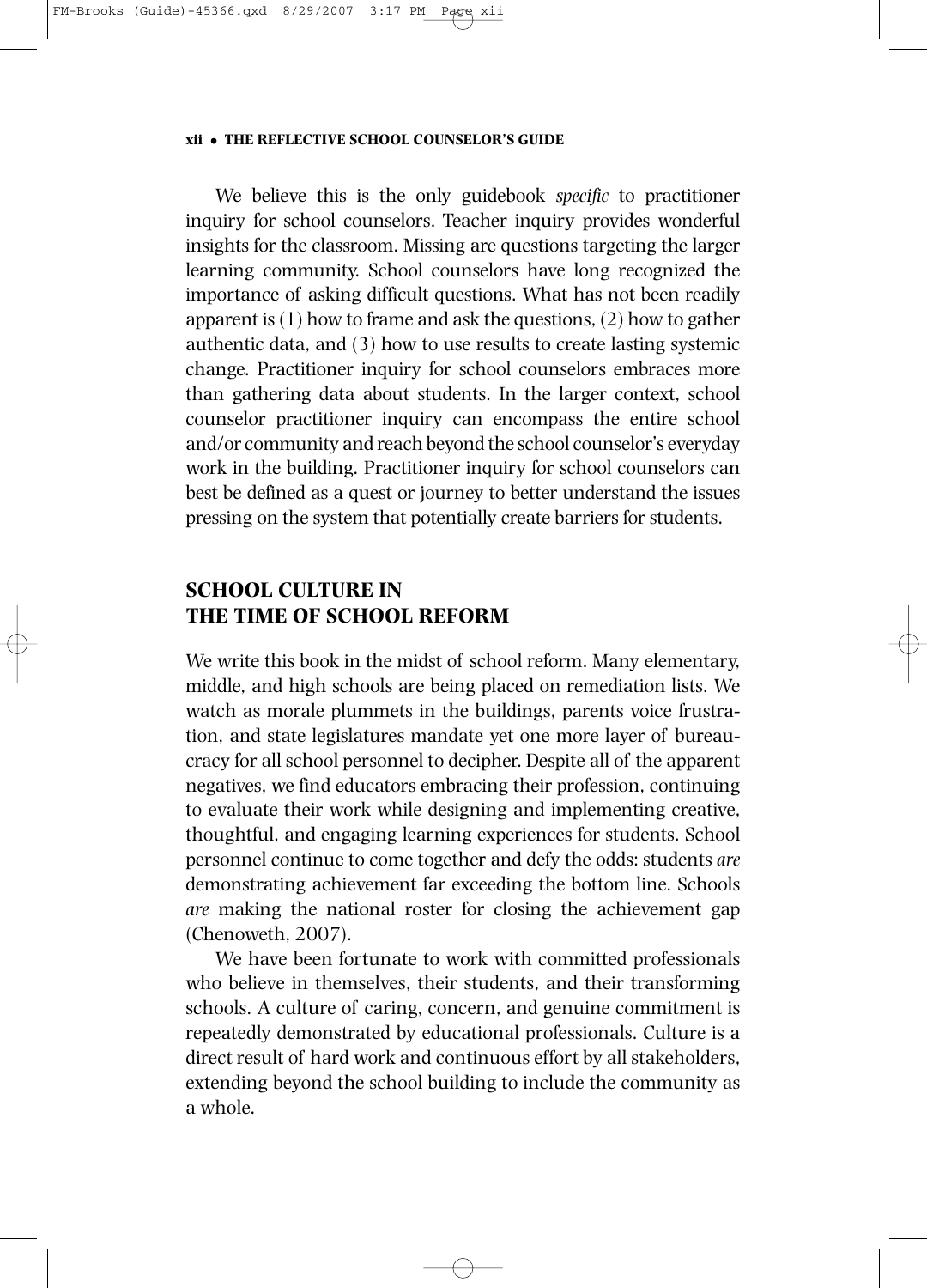We believe this is the only guidebook *specific* to practitioner inquiry for school counselors. Teacher inquiry provides wonderful insights for the classroom. Missing are questions targeting the larger learning community. School counselors have long recognized the importance of asking difficult questions. What has not been readily apparent is (1) how to frame and ask the questions, (2) how to gather authentic data, and (3) how to use results to create lasting systemic change. Practitioner inquiry for school counselors embraces more than gathering data about students. In the larger context, school counselor practitioner inquiry can encompass the entire school and/or community and reach beyond the school counselor's everyday work in the building. Practitioner inquiry for school counselors can best be defined as a quest or journey to better understand the issues pressing on the system that potentially create barriers for students.

## SCHOOL CULTURE IN THE TIME OF SCHOOL REFORM

We write this book in the midst of school reform. Many elementary, middle, and high schools are being placed on remediation lists. We watch as morale plummets in the buildings, parents voice frustration, and state legislatures mandate yet one more layer of bureaucracy for all school personnel to decipher. Despite all of the apparent negatives, we find educators embracing their profession, continuing to evaluate their work while designing and implementing creative, thoughtful, and engaging learning experiences for students. School personnel continue to come together and defy the odds: students *are* demonstrating achievement far exceeding the bottom line. Schools *are* making the national roster for closing the achievement gap (Chenoweth, 2007).

We have been fortunate to work with committed professionals who believe in themselves, their students, and their transforming schools. A culture of caring, concern, and genuine commitment is repeatedly demonstrated by educational professionals. Culture is a direct result of hard work and continuous effort by all stakeholders, extending beyond the school building to include the community as a whole.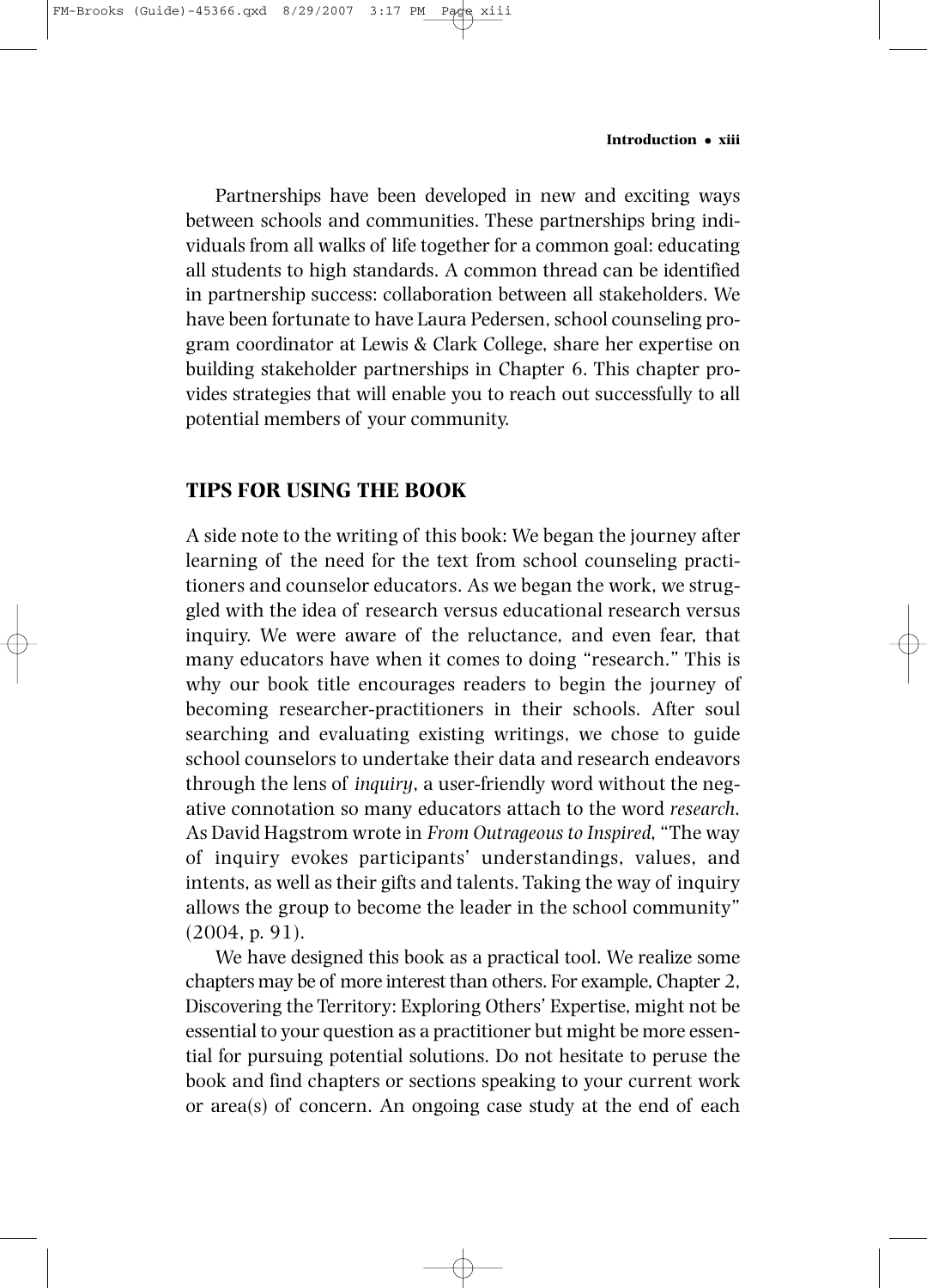Partnerships have been developed in new and exciting ways between schools and communities. These partnerships bring individuals from all walks of life together for a common goal: educating all students to high standards. A common thread can be identified in partnership success: collaboration between all stakeholders. We have been fortunate to have Laura Pedersen, school counseling program coordinator at Lewis & Clark College, share her expertise on building stakeholder partnerships in Chapter 6. This chapter provides strategies that will enable you to reach out successfully to all potential members of your community.

## TIPS FOR USING THE BOOK

A side note to the writing of this book: We began the journey after learning of the need for the text from school counseling practitioners and counselor educators. As we began the work, we struggled with the idea of research versus educational research versus inquiry. We were aware of the reluctance, and even fear, that many educators have when it comes to doing "research." This is why our book title encourages readers to begin the journey of becoming researcher-practitioners in their schools. After soul searching and evaluating existing writings, we chose to guide school counselors to undertake their data and research endeavors through the lens of *inquiry*, a user-friendly word without the negative connotation so many educators attach to the word *research.* As David Hagstrom wrote in *From Outrageous to Inspired*, "The way of inquiry evokes participants' understandings, values, and intents, as well as their gifts and talents. Taking the way of inquiry allows the group to become the leader in the school community" (2004, p. 91).

We have designed this book as a practical tool. We realize some chapters may be of more interest than others. For example, Chapter 2, Discovering the Territory: Exploring Others' Expertise, might not be essential to your question as a practitioner but might be more essential for pursuing potential solutions. Do not hesitate to peruse the book and find chapters or sections speaking to your current work or area(s) of concern. An ongoing case study at the end of each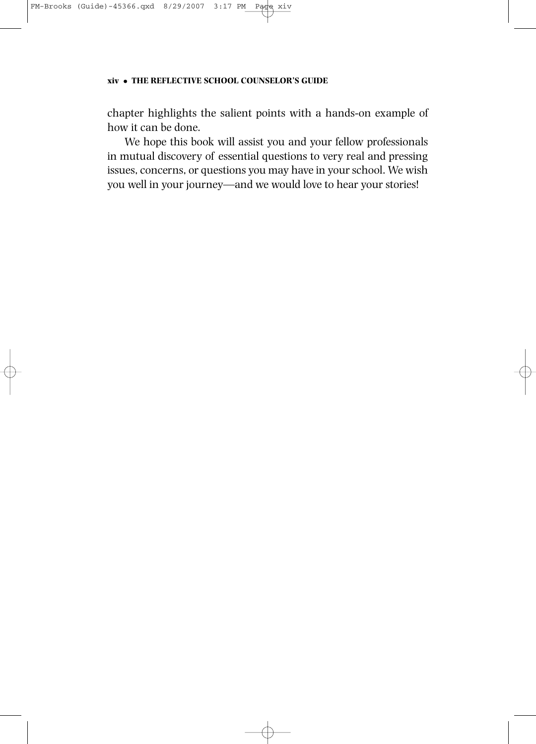chapter highlights the salient points with a hands-on example of how it can be done.

We hope this book will assist you and your fellow professionals in mutual discovery of essential questions to very real and pressing issues, concerns, or questions you may have in your school. We wish you well in your journey—and we would love to hear your stories!